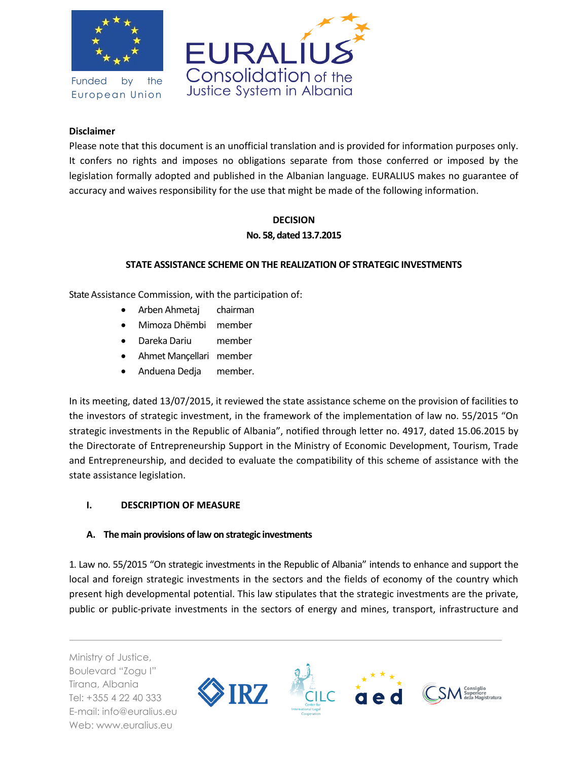Funded by the European Union

EURALIUS
Consolidation of the Justice System in Albania

**Disclaimer**

Please note that this document is an unofficial translation and is provided for information purposes only. It confers no rights and imposes no obligations separate from those conferred or imposed by the legislation formally adopted and published in the Albanian language. EURALIUS makes no guarantee of accuracy and waives responsibility for the use that might be made of the following information.

**DECISION**

**No. 58, dated 13.7.2015**

**STATE ASSISTANCE SCHEME ON THE REALIZATION OF STRATEGIC INVESTMENTS**

State Assistance Commission, with the participation of:

- Arben Ahmetaj chairman
- Mimoza Dhëmbi member
- Dareka Dariu member
- Ahmet Mançellari member
- Anduena Dedja member.

In its meeting, dated 13/07/2015, it reviewed the state assistance scheme on the provision of facilities to the investors of strategic investment, in the framework of the implementation of law no. 55/2015 "On strategic investments in the Republic of Albania", notified through letter no. 4917, dated 15.06.2015 by the Directorate of Entrepreneurship Support in the Ministry of Economic Development, Tourism, Trade and Entrepreneurship, and decided to evaluate the compatibility of this scheme of assistance with the state assistance legislation.

## I. DESCRIPTION OF MEASURE

### A. The main provisions of law on strategic investments

1. Law no. 55/2015 "On strategic investments in the Republic of Albania" intends to enhance and support the local and foreign strategic investments in the sectors and the fields of economy of the country which present high developmental potential. This law stipulates that the strategic investments are the private, public or public-private investments in the sectors of energy and mines, transport, infrastructure and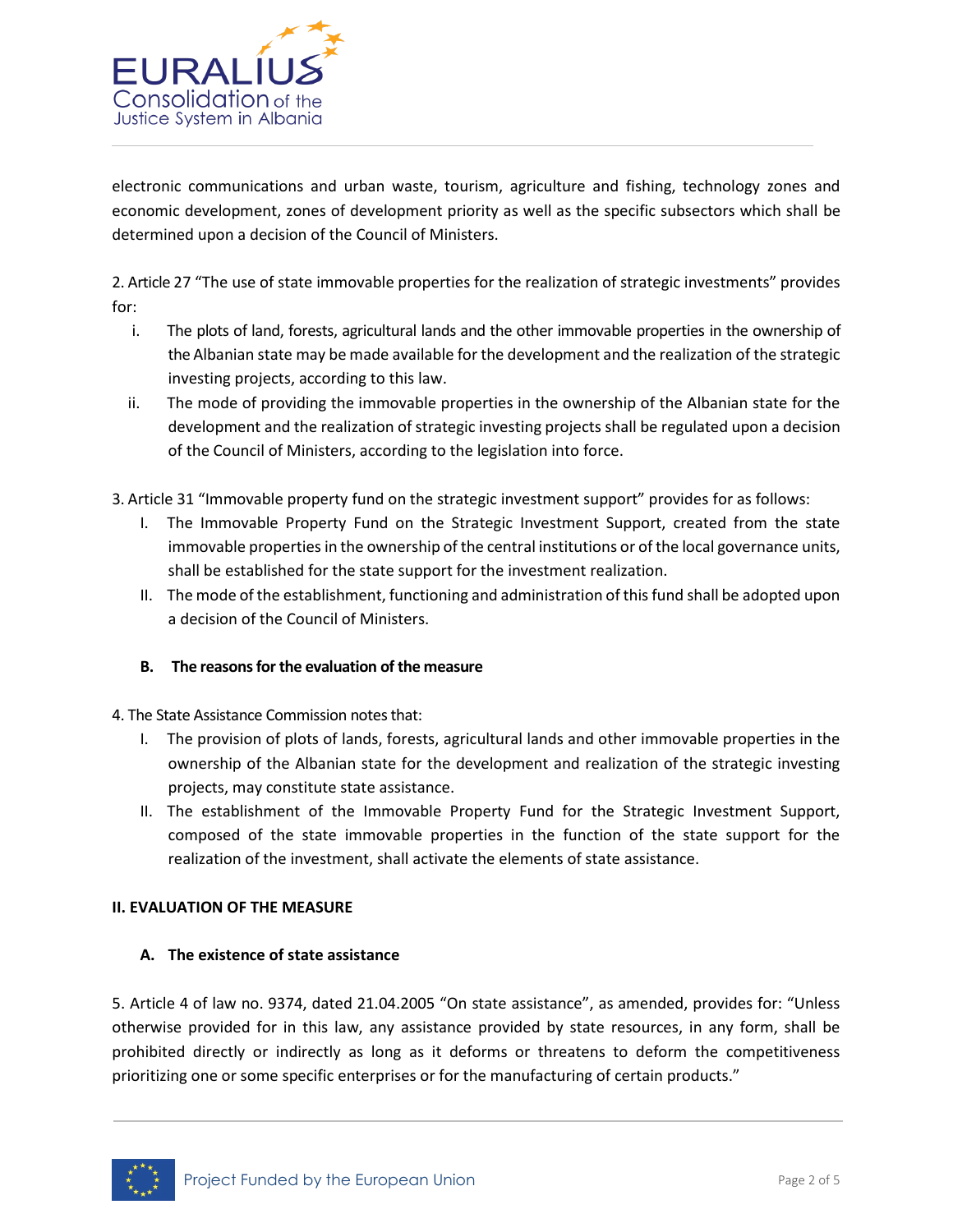electronic communications and urban waste, tourism, agriculture and fishing, technology zones and economic development, zones of development priority as well as the specific subsectors which shall be determined upon a decision of the Council of Ministers.

2. Article 27 "The use of state immovable properties for the realization of strategic investments" provides for:

   i. The plots of land, forests, agricultural lands and the other immovable properties in the ownership of the Albanian state may be made available for the development and the realization of the strategic investing projects, according to this law.
   ii. The mode of providing the immovable properties in the ownership of the Albanian state for the development and the realization of strategic investing projects shall be regulated upon a decision of the Council of Ministers, according to the legislation into force.

3. Article 31 "Immovable property fund on the strategic investment support" provides for as follows:

   I. The Immovable Property Fund on the Strategic Investment Support, created from the state immovable properties in the ownership of the central institutions or of the local governance units, shall be established for the state support for the investment realization.
   II. The mode of the establishment, functioning and administration of this fund shall be adopted upon a decision of the Council of Ministers.

### B. The reasons for the evaluation of the measure

4. The State Assistance Commission notes that:

   I. The provision of plots of lands, forests, agricultural lands and other immovable properties in the ownership of the Albanian state for the development and realization of the strategic investing projects, may constitute state assistance.
   II. The establishment of the Immovable Property Fund for the Strategic Investment Support, composed of the state immovable properties in the function of the state support for the realization of the investment, shall activate the elements of state assistance.

## II. EVALUATION OF THE MEASURE

### A. The existence of state assistance

5. Article 4 of law no. 9374, dated 21.04.2005 "On state assistance", as amended, provides for: "Unless otherwise provided for in this law, any assistance provided by state resources, in any form, shall be prohibited directly or indirectly as long as it deforms or threatens to deform the competitiveness prioritizing one or some specific enterprises or for the manufacturing of certain products."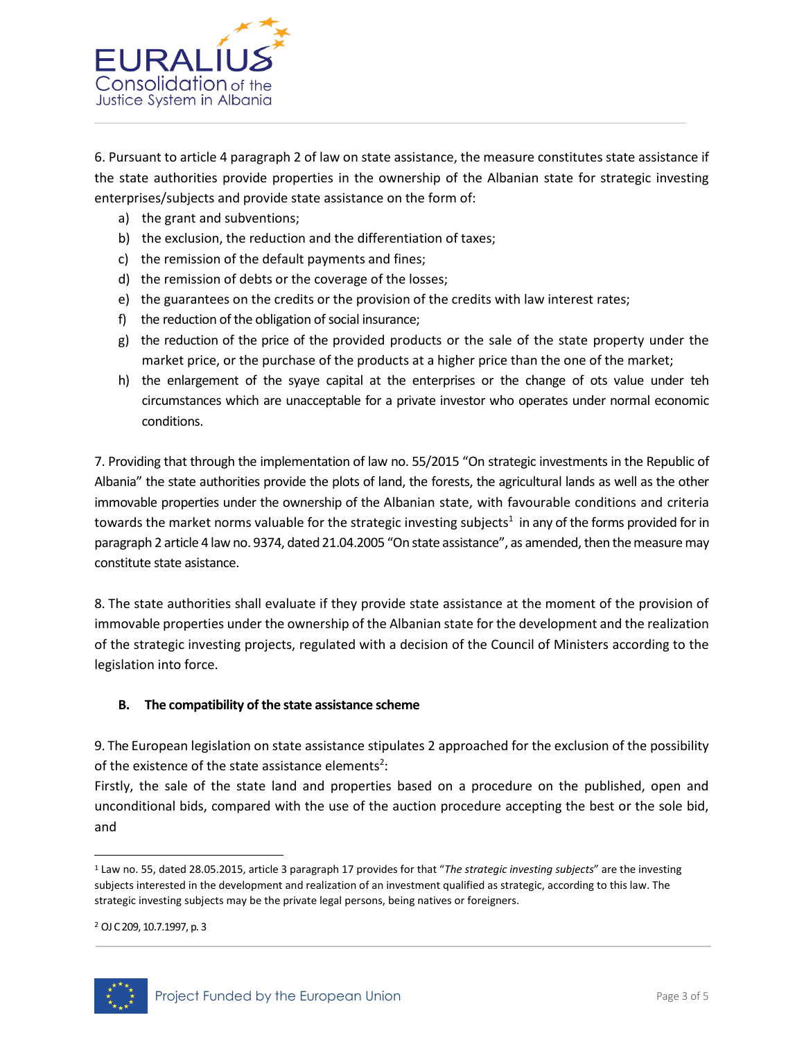6. Pursuant to article 4 paragraph 2 of law on state assistance, the measure constitutes state assistance if the state authorities provide properties in the ownership of the Albanian state for strategic investing enterprises/subjects and provide state assistance on the form of:

a) the grant and subventions;
b) the exclusion, the reduction and the differentiation of taxes;
c) the remission of the default payments and fines;
d) the remission of debts or the coverage of the losses;
e) the guarantees on the credits or the provision of the credits with law interest rates;
f) the reduction of the obligation of social insurance;
g) the reduction of the price of the provided products or the sale of the state property under the market price, or the purchase of the products at a higher price than the one of the market;
h) the enlargement of the syaye capital at the enterprises or the change of ots value under teh circumstances which are unacceptable for a private investor who operates under normal economic conditions.

7. Providing that through the implementation of law no. 55/2015 "On strategic investments in the Republic of Albania" the state authorities provide the plots of land, the forests, the agricultural lands as well as the other immovable properties under the ownership of the Albanian state, with favourable conditions and criteria towards the market norms valuable for the strategic investing subjects[1] in any of the forms provided for in paragraph 2 article 4 law no. 9374, dated 21.04.2005 "On state assistance", as amended, then the measure may constitute state asistance.

8. The state authorities shall evaluate if they provide state assistance at the moment of the provision of immovable properties under the ownership of the Albanian state for the development and the realization of the strategic investing projects, regulated with a decision of the Council of Ministers according to the legislation into force.

**B. The compatibility of the state assistance scheme**

9. The European legislation on state assistance stipulates 2 approached for the exclusion of the possibility of the existence of the state assistance elements[2]:
Firstly, the sale of the state land and properties based on a procedure on the published, open and unconditional bids, compared with the use of the auction procedure accepting the best or the sole bid, and

---

[1] Law no. 55, dated 28.05.2015, article 3 paragraph 17 provides for that "*The strategic investing subjects*" are the investing subjects interested in the development and realization of an investment qualified as strategic, according to this law. The strategic investing subjects may be the private legal persons, being natives or foreigners.

[2] OJ C 209, 10.7.1997, p. 3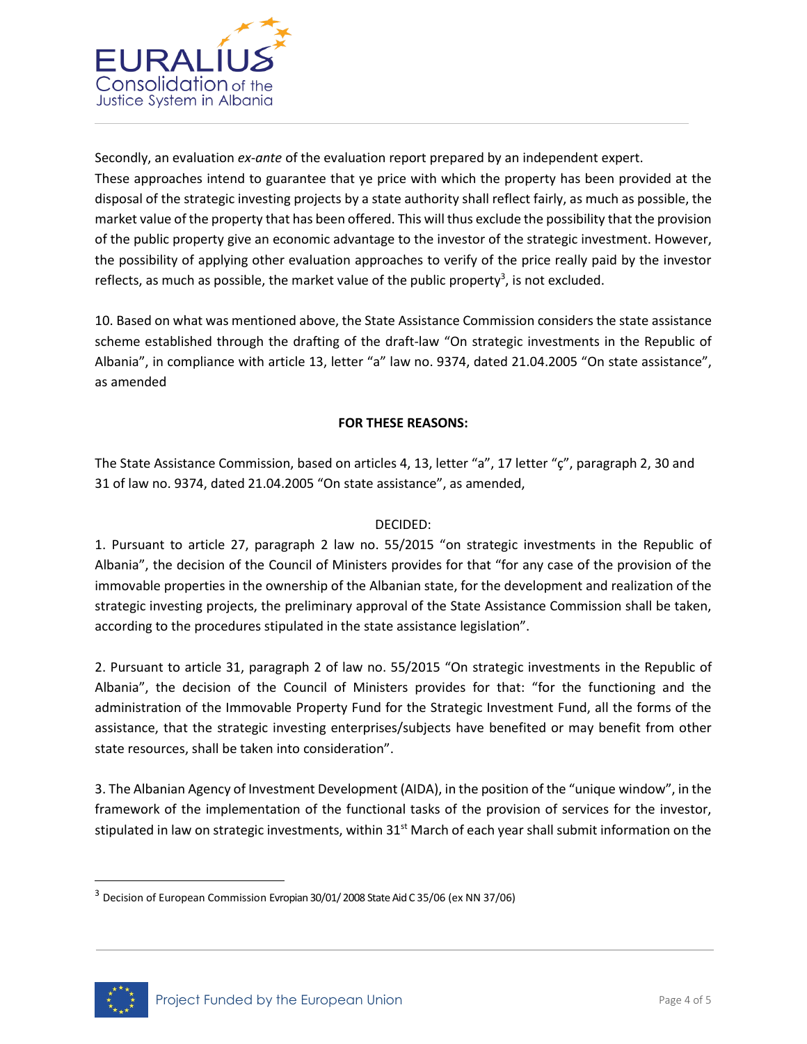Secondly, an evaluation *ex-ante* of the evaluation report prepared by an independent expert.

These approaches intend to guarantee that ye price with which the property has been provided at the disposal of the strategic investing projects by a state authority shall reflect fairly, as much as possible, the market value of the property that has been offered. This will thus exclude the possibility that the provision of the public property give an economic advantage to the investor of the strategic investment. However, the possibility of applying other evaluation approaches to verify of the price really paid by the investor reflects, as much as possible, the market value of the public property[3], is not excluded.

10. Based on what was mentioned above, the State Assistance Commission considers the state assistance scheme established through the drafting of the draft-law "On strategic investments in the Republic of Albania", in compliance with article 13, letter "a" law no. 9374, dated 21.04.2005 "On state assistance", as amended

**FOR THESE REASONS:**

The State Assistance Commission, based on articles 4, 13, letter "a", 17 letter "ç", paragraph 2, 30 and 31 of law no. 9374, dated 21.04.2005 "On state assistance", as amended,

DECIDED:

1. Pursuant to article 27, paragraph 2 law no. 55/2015 "on strategic investments in the Republic of Albania", the decision of the Council of Ministers provides for that "for any case of the provision of the immovable properties in the ownership of the Albanian state, for the development and realization of the strategic investing projects, the preliminary approval of the State Assistance Commission shall be taken, according to the procedures stipulated in the state assistance legislation".

2. Pursuant to article 31, paragraph 2 of law no. 55/2015 "On strategic investments in the Republic of Albania", the decision of the Council of Ministers provides for that: "for the functioning and the administration of the Immovable Property Fund for the Strategic Investment Fund, all the forms of the assistance, that the strategic investing enterprises/subjects have benefited or may benefit from other state resources, shall be taken into consideration".

3. The Albanian Agency of Investment Development (AIDA), in the position of the "unique window", in the framework of the implementation of the functional tasks of the provision of services for the investor, stipulated in law on strategic investments, within 31st March of each year shall submit information on the

[3] Decision of European Commission Evropian 30/01/ 2008 State Aid C 35/06 (ex NN 37/06)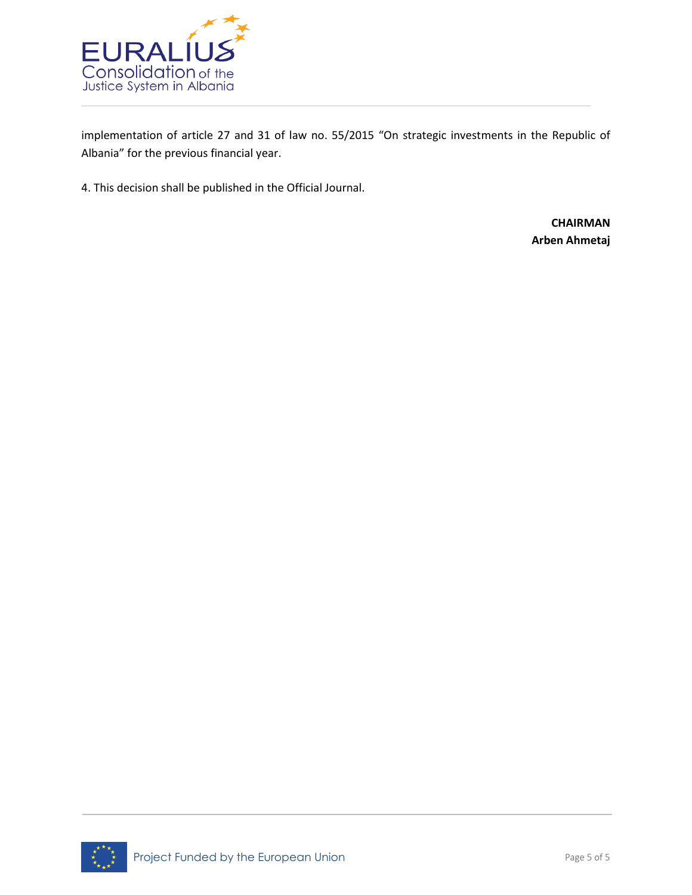implementation of article 27 and 31 of law no. 55/2015 "On strategic investments in the Republic of Albania" for the previous financial year.

4. This decision shall be published in the Official Journal.

**CHAIRMAN**
**Arben Ahmetaj**